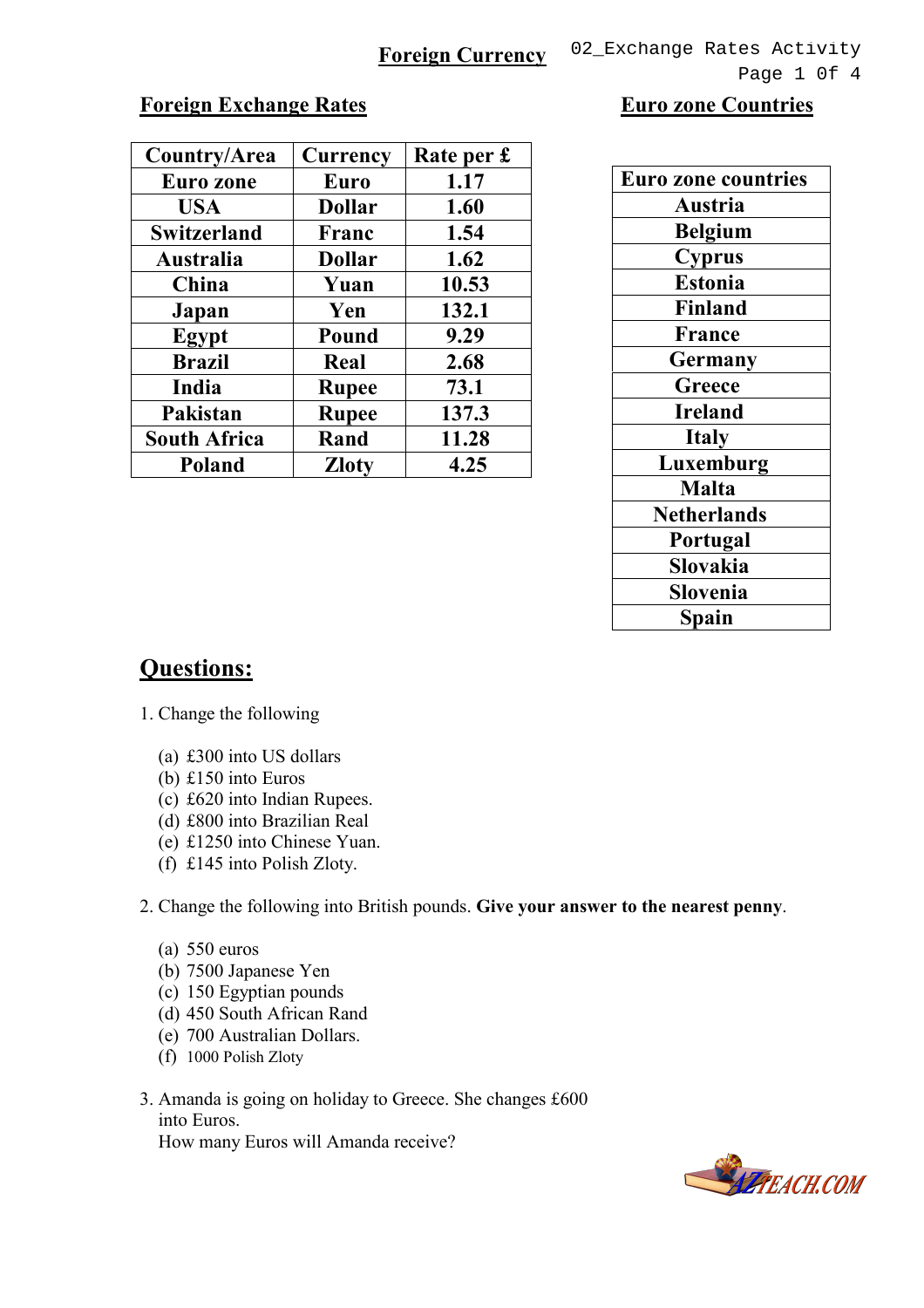# Foreign Currency

## Foreign Exchange Rates

| Country/Area | Currency | Rate per £ |
|---|---|---|
| Euro zone | Euro | 1.17 |
| USA | Dollar | 1.60 |
| Switzerland | Franc | 1.54 |
| Australia | Dollar | 1.62 |
| China | Yuan | 10.53 |
| Japan | Yen | 132.1 |
| Egypt | Pound | 9.29 |
| Brazil | Real | 2.68 |
| India | Rupee | 73.1 |
| Pakistan | Rupee | 137.3 |
| South Africa | Rand | 11.28 |
| Poland | Zloty | 4.25 |

## Euro zone Countries

| Euro zone countries |
|---|
| Austria |
| Belgium |
| Cyprus |
| Estonia |
| Finland |
| France |
| Germany |
| Greece |
| Ireland |
| Italy |
| Luxemburg |
| Malta |
| Netherlands |
| Portugal |
| Slovakia |
| Slovenia |
| Spain |

## Questions:

1. Change the following

   (a) £300 into US dollars
   (b) £150 into Euros
   (c) £620 into Indian Rupees.
   (d) £800 into Brazilian Real
   (e) £1250 into Chinese Yuan.
   (f) £145 into Polish Zloty.

2. Change the following into British pounds. **Give your answer to the nearest penny**.

   (a) 550 euros
   (b) 7500 Japanese Yen
   (c) 150 Egyptian pounds
   (d) 450 South African Rand
   (e) 700 Australian Dollars.
   (f) 1000 Polish Zloty

3. Amanda is going on holiday to Greece. She changes £600 into Euros.
   How many Euros will Amanda receive?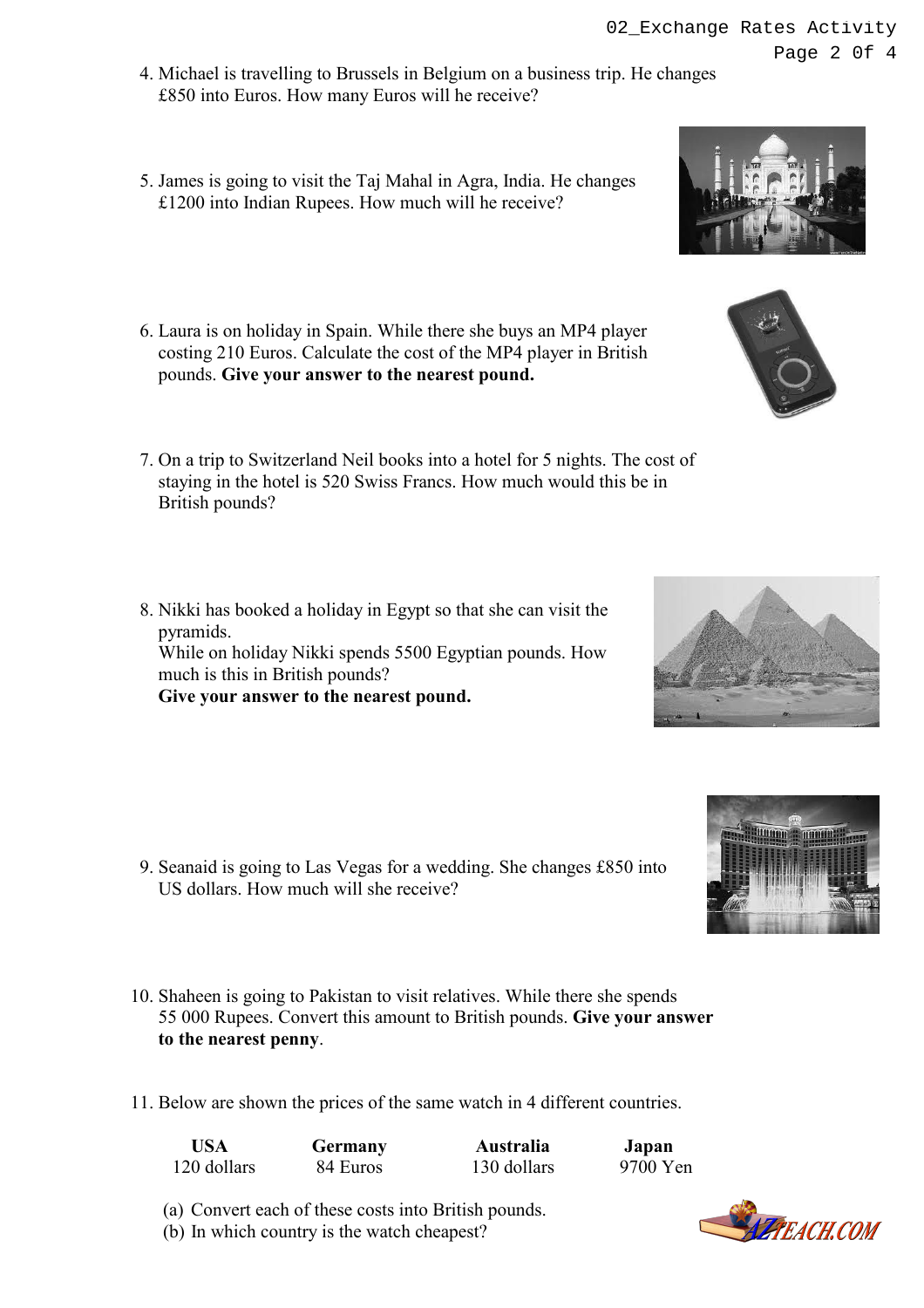4. Michael is travelling to Brussels in Belgium on a business trip. He changes £850 into Euros. How many Euros will he receive?

5. James is going to visit the Taj Mahal in Agra, India. He changes £1200 into Indian Rupees. How much will he receive?

6. Laura is on holiday in Spain. While there she buys an MP4 player costing 210 Euros. Calculate the cost of the MP4 player in British pounds. **Give your answer to the nearest pound.**

7. On a trip to Switzerland Neil books into a hotel for 5 nights. The cost of staying in the hotel is 520 Swiss Francs. How much would this be in British pounds?

8. Nikki has booked a holiday in Egypt so that she can visit the pyramids.
   While on holiday Nikki spends 5500 Egyptian pounds. How much is this in British pounds?
   **Give your answer to the nearest pound.**

9. Seanaid is going to Las Vegas for a wedding. She changes £850 into US dollars. How much will she receive?

10. Shaheen is going to Pakistan to visit relatives. While there she spends 55 000 Rupees. Convert this amount to British pounds. **Give your answer to the nearest penny**.

11. Below are shown the prices of the same watch in 4 different countries.

| USA | Germany | Australia | Japan |
|---|---|---|---|
| 120 dollars | 84 Euros | 130 dollars | 9700 Yen |

   (a) Convert each of these costs into British pounds.
   (b) In which country is the watch cheapest?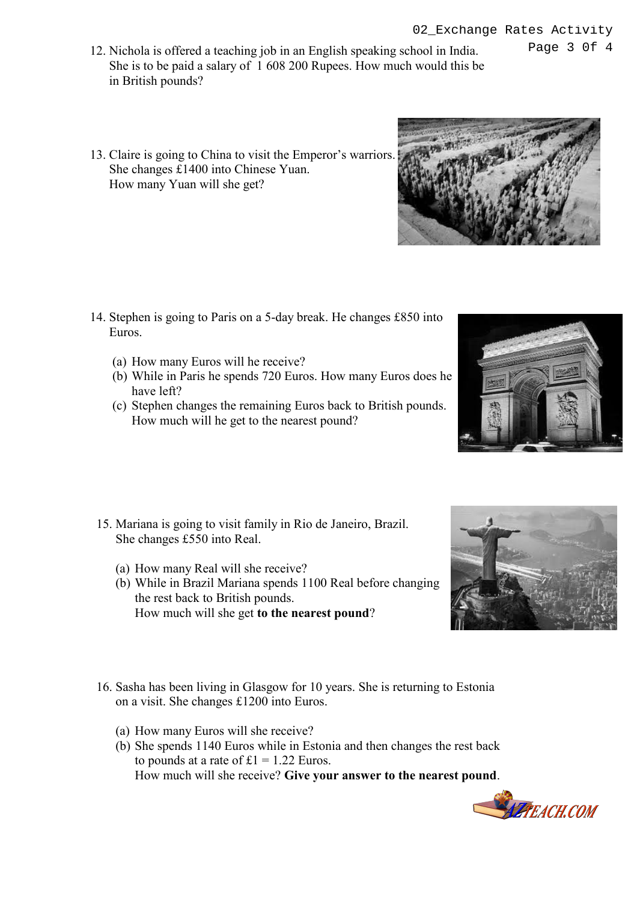12. Nichola is offered a teaching job in an English speaking school in India. She is to be paid a salary of 1 608 200 Rupees. How much would this be in British pounds?

13. Claire is going to China to visit the Emperor's warriors. She changes £1400 into Chinese Yuan. How many Yuan will she get?

14. Stephen is going to Paris on a 5-day break. He changes £850 into Euros.

    (a) How many Euros will he receive?
    (b) While in Paris he spends 720 Euros. How many Euros does he have left?
    (c) Stephen changes the remaining Euros back to British pounds. How much will he get to the nearest pound?

15. Mariana is going to visit family in Rio de Janeiro, Brazil. She changes £550 into Real.

    (a) How many Real will she receive?
    (b) While in Brazil Mariana spends 1100 Real before changing the rest back to British pounds. How much will she get **to the nearest pound**?

16. Sasha has been living in Glasgow for 10 years. She is returning to Estonia on a visit. She changes £1200 into Euros.

    (a) How many Euros will she receive?
    (b) She spends 1140 Euros while in Estonia and then changes the rest back to pounds at a rate of £1 = 1.22 Euros. How much will she receive? **Give your answer to the nearest pound**.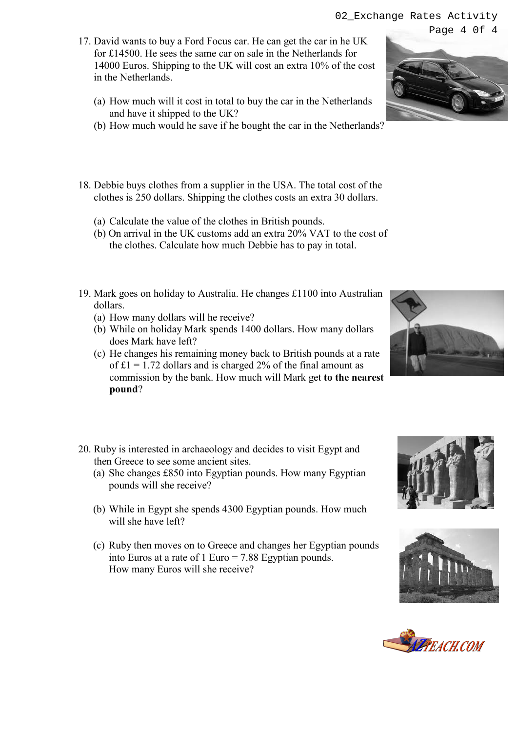17. David wants to buy a Ford Focus car. He can get the car in he UK for £14500. He sees the same car on sale in the Netherlands for 14000 Euros. Shipping to the UK will cost an extra 10% of the cost in the Netherlands.

    (a) How much will it cost in total to buy the car in the Netherlands and have it shipped to the UK?
    (b) How much would he save if he bought the car in the Netherlands?

18. Debbie buys clothes from a supplier in the USA. The total cost of the clothes is 250 dollars. Shipping the clothes costs an extra 30 dollars.

    (a) Calculate the value of the clothes in British pounds.
    (b) On arrival in the UK customs add an extra 20% VAT to the cost of the clothes. Calculate how much Debbie has to pay in total.

19. Mark goes on holiday to Australia. He changes £1100 into Australian dollars.
    (a) How many dollars will he receive?
    (b) While on holiday Mark spends 1400 dollars. How many dollars does Mark have left?
    (c) He changes his remaining money back to British pounds at a rate of £1 = 1.72 dollars and is charged 2% of the final amount as commission by the bank. How much will Mark get **to the nearest pound**?

20. Ruby is interested in archaeology and decides to visit Egypt and then Greece to see some ancient sites.
    (a) She changes £850 into Egyptian pounds. How many Egyptian pounds will she receive?

    (b) While in Egypt she spends 4300 Egyptian pounds. How much will she have left?

    (c) Ruby then moves on to Greece and changes her Egyptian pounds into Euros at a rate of 1 Euro = 7.88 Egyptian pounds.
    How many Euros will she receive?